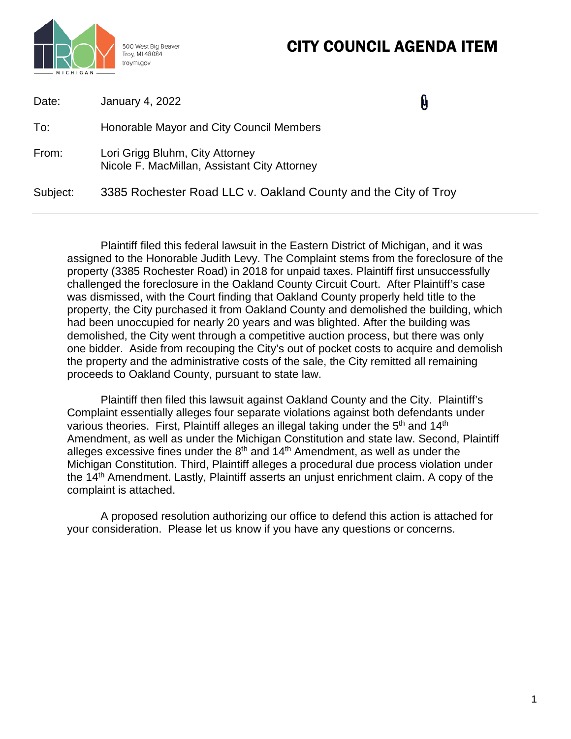500 West Big Beaver
Troy, MI 48084
troymi.gov

# CITY COUNCIL AGENDA ITEM

Date: January 4, 2022

To: Honorable Mayor and City Council Members

From: Lori Grigg Bluhm, City Attorney
Nicole F. MacMillan, Assistant City Attorney

Subject: 3385 Rochester Road LLC v. Oakland County and the City of Troy

---

Plaintiff filed this federal lawsuit in the Eastern District of Michigan, and it was assigned to the Honorable Judith Levy. The Complaint stems from the foreclosure of the property (3385 Rochester Road) in 2018 for unpaid taxes. Plaintiff first unsuccessfully challenged the foreclosure in the Oakland County Circuit Court. After Plaintiff's case was dismissed, with the Court finding that Oakland County properly held title to the property, the City purchased it from Oakland County and demolished the building, which had been unoccupied for nearly 20 years and was blighted. After the building was demolished, the City went through a competitive auction process, but there was only one bidder. Aside from recouping the City's out of pocket costs to acquire and demolish the property and the administrative costs of the sale, the City remitted all remaining proceeds to Oakland County, pursuant to state law.

Plaintiff then filed this lawsuit against Oakland County and the City. Plaintiff's Complaint essentially alleges four separate violations against both defendants under various theories. First, Plaintiff alleges an illegal taking under the 5th and 14th Amendment, as well as under the Michigan Constitution and state law. Second, Plaintiff alleges excessive fines under the 8th and 14th Amendment, as well as under the Michigan Constitution. Third, Plaintiff alleges a procedural due process violation under the 14th Amendment. Lastly, Plaintiff asserts an unjust enrichment claim. A copy of the complaint is attached.

A proposed resolution authorizing our office to defend this action is attached for your consideration. Please let us know if you have any questions or concerns.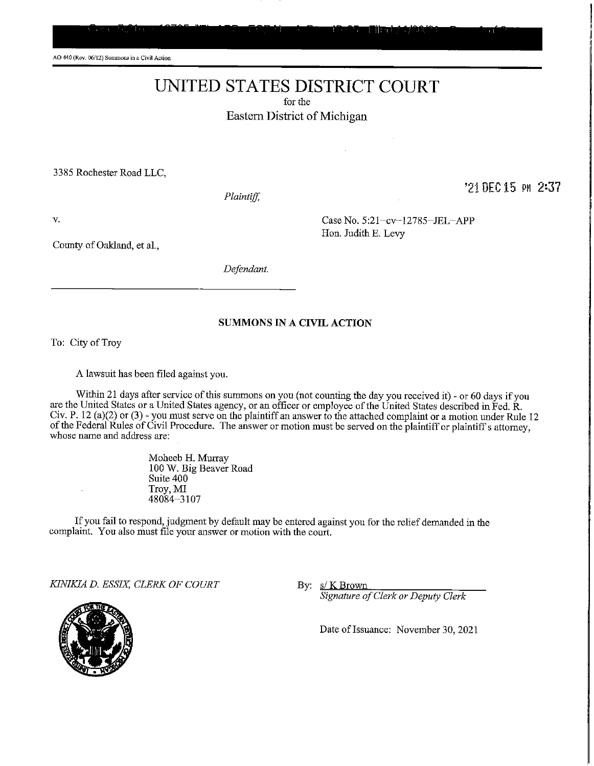AO 440 (Rev. 06/12) Summons in a Civil Action

# UNITED STATES DISTRICT COURT

for the

Eastern District of Michigan

3385 Rochester Road LLC,

*Plaintiff,*

'21 DEC 15 PM 2:37

v.

Case No. 5:21–cv–12785–JEL–APP
Hon. Judith E. Levy

County of Oakland, et al.,

*Defendant.*

**SUMMONS IN A CIVIL ACTION**

To: City of Troy

A lawsuit has been filed against you.

Within 21 days after service of this summons on you (not counting the day you received it) - or 60 days if you are the United States or a United States agency, or an officer or employee of the United States described in Fed. R. Civ. P. 12 (a)(2) or (3) - you must serve on the plaintiff an answer to the attached complaint or a motion under Rule 12 of the Federal Rules of Civil Procedure. The answer or motion must be served on the plaintiff or plaintiff's attorney, whose name and address are:

Moheeb H. Murray
100 W. Big Beaver Road
Suite 400
Troy, MI
48084–3107

If you fail to respond, judgment by default may be entered against you for the relief demanded in the complaint. You also must file your answer or motion with the court.

*KINIKIA D. ESSIX, CLERK OF COURT*

By: s/ K Brown
*Signature of Clerk or Deputy Clerk*

Date of Issuance: November 30, 2021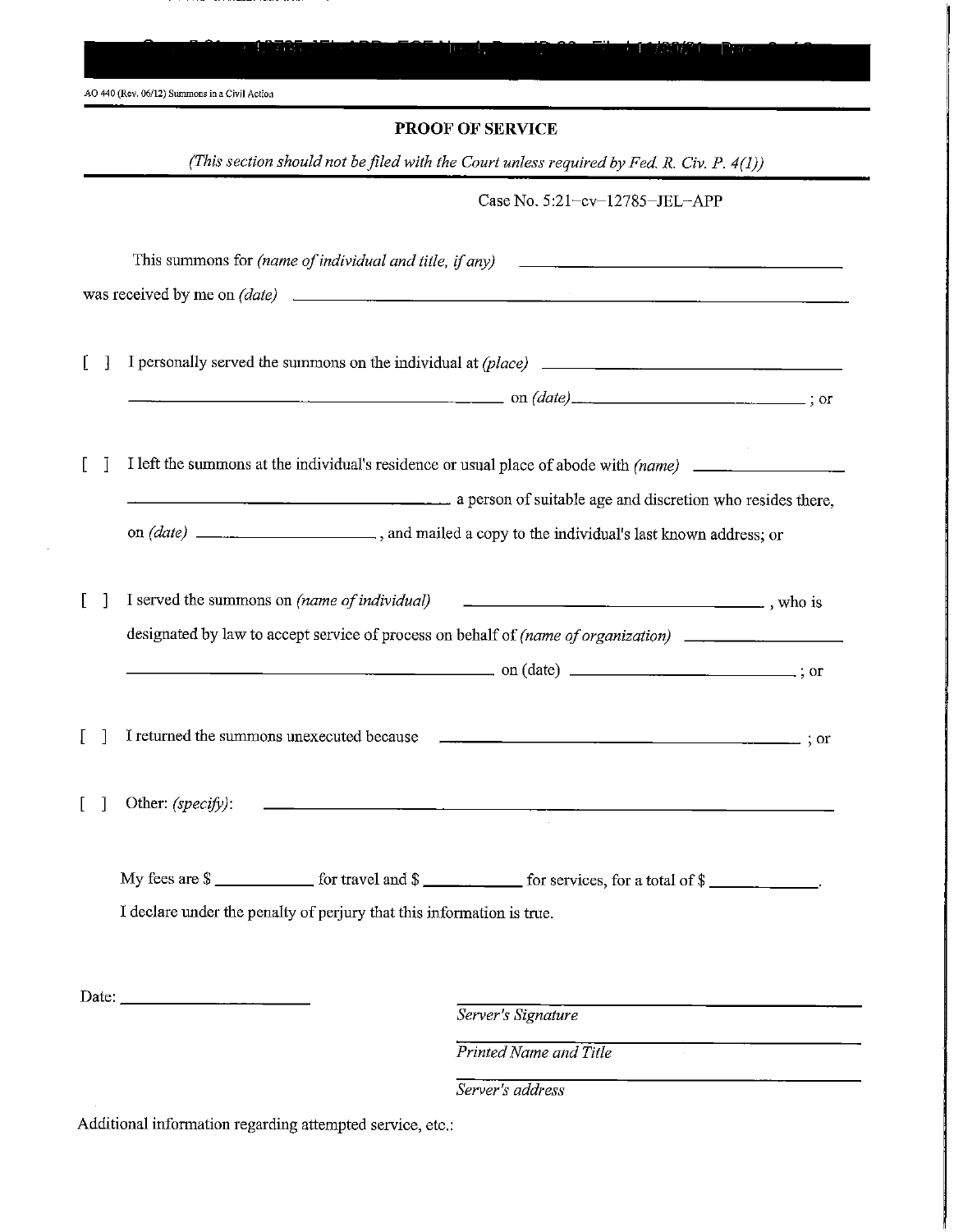AO 440 (Rev. 06/12) Summons in a Civil Action

## PROOF OF SERVICE

*(This section should not be filed with the Court unless required by Fed. R. Civ. P. 4(l))*

Case No. 5:21–cv–12785–JEL–APP

This summons for *(name of individual and title, if any)* ______________________________

was received by me on *(date)* ______________________________

[ ] I personally served the summons on the individual at *(place)* ______________________________ on *(date)* ______________________________ ; or

[ ] I left the summons at the individual's residence or usual place of abode with *(name)* ______________________________ a person of suitable age and discretion who resides there, on *(date)* ______________________________ , and mailed a copy to the individual's last known address; or

[ ] I served the summons on *(name of individual)* ______________________________ , who is designated by law to accept service of process on behalf of *(name of organization)* ______________________________ on (date) ______________________________ ; or

[ ] I returned the summons unexecuted because ______________________________ ; or

[ ] Other: *(specify)*: ______________________________

My fees are $ __________ for travel and $ __________ for services, for a total of $ __________.

I declare under the penalty of perjury that this information is true.

Date: ______________________________

______________________________
*Server's Signature*

______________________________
*Printed Name and Title*

______________________________
*Server's address*

Additional information regarding attempted service, etc.: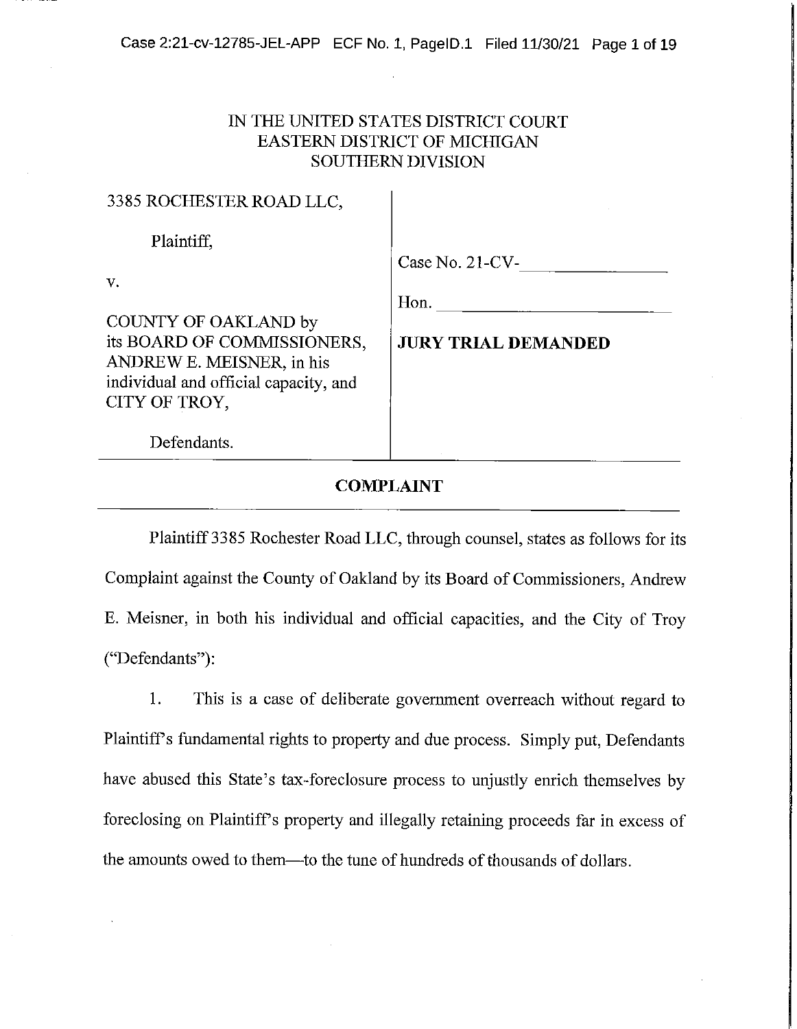IN THE UNITED STATES DISTRICT COURT
EASTERN DISTRICT OF MICHIGAN
SOUTHERN DIVISION

| | |
|---|---|
| 3385 ROCHESTER ROAD LLC,<br><br>Plaintiff,<br><br>v.<br><br>COUNTY OF OAKLAND by its BOARD OF COMMISSIONERS, ANDREW E. MEISNER, in his individual and official capacity, and CITY OF TROY,<br><br>Defendants. | Case No. 21-CV-\_\_\_\_\_\_\_\_\_\_<br><br>Hon. \_\_\_\_\_\_\_\_\_\_\_\_\_\_\_\_<br><br>**JURY TRIAL DEMANDED** |

## COMPLAINT

Plaintiff 3385 Rochester Road LLC, through counsel, states as follows for its Complaint against the County of Oakland by its Board of Commissioners, Andrew E. Meisner, in both his individual and official capacities, and the City of Troy ("Defendants"):

1. This is a case of deliberate government overreach without regard to Plaintiff's fundamental rights to property and due process. Simply put, Defendants have abused this State's tax-foreclosure process to unjustly enrich themselves by foreclosing on Plaintiff's property and illegally retaining proceeds far in excess of the amounts owed to them—to the tune of hundreds of thousands of dollars.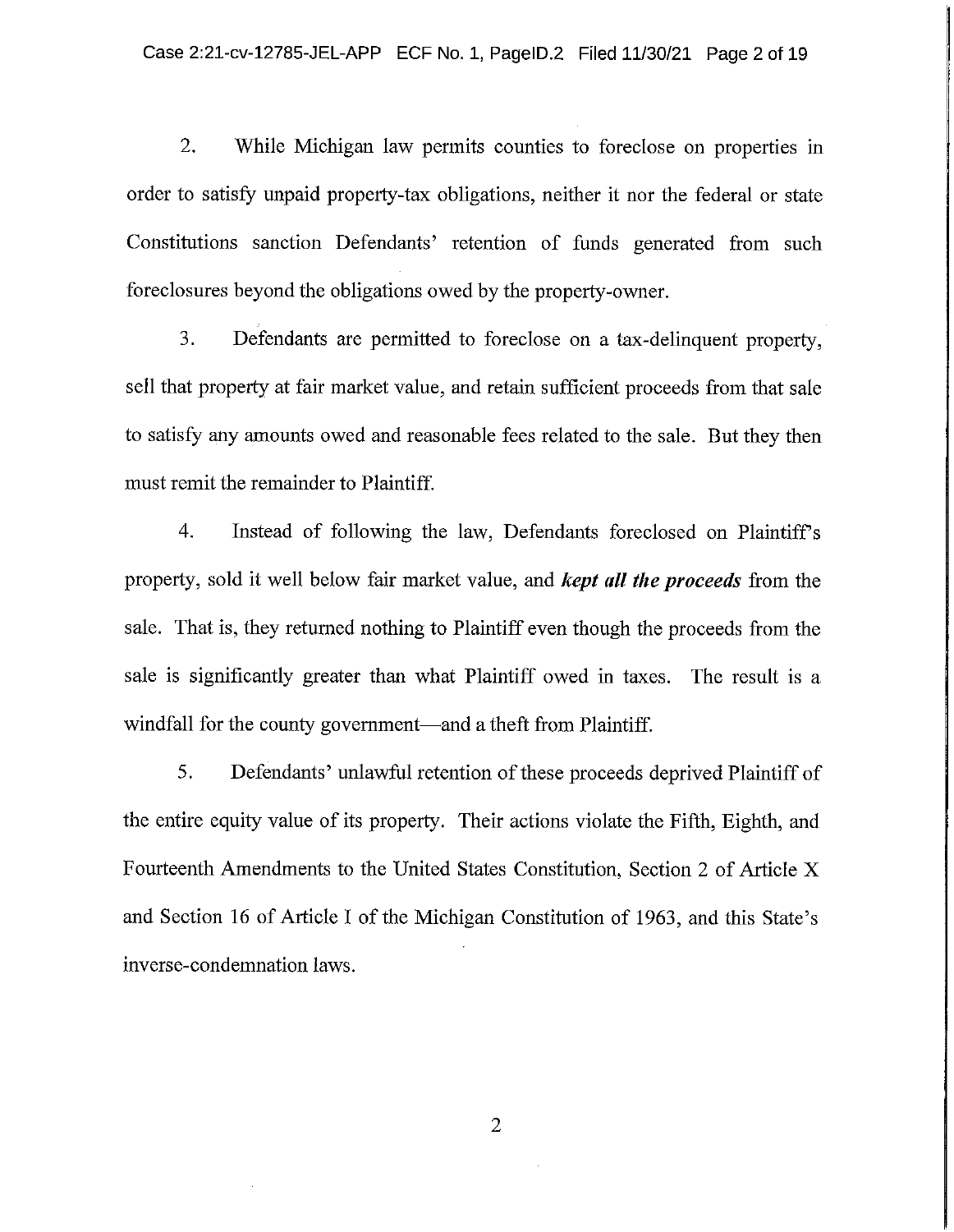2. While Michigan law permits counties to foreclose on properties in order to satisfy unpaid property-tax obligations, neither it nor the federal or state Constitutions sanction Defendants' retention of funds generated from such foreclosures beyond the obligations owed by the property-owner.

3. Defendants are permitted to foreclose on a tax-delinquent property, sell that property at fair market value, and retain sufficient proceeds from that sale to satisfy any amounts owed and reasonable fees related to the sale. But they then must remit the remainder to Plaintiff.

4. Instead of following the law, Defendants foreclosed on Plaintiff's property, sold it well below fair market value, and ***kept all the proceeds*** from the sale. That is, they returned nothing to Plaintiff even though the proceeds from the sale is significantly greater than what Plaintiff owed in taxes. The result is a windfall for the county government—and a theft from Plaintiff.

5. Defendants' unlawful retention of these proceeds deprived Plaintiff of the entire equity value of its property. Their actions violate the Fifth, Eighth, and Fourteenth Amendments to the United States Constitution, Section 2 of Article X and Section 16 of Article I of the Michigan Constitution of 1963, and this State's inverse-condemnation laws.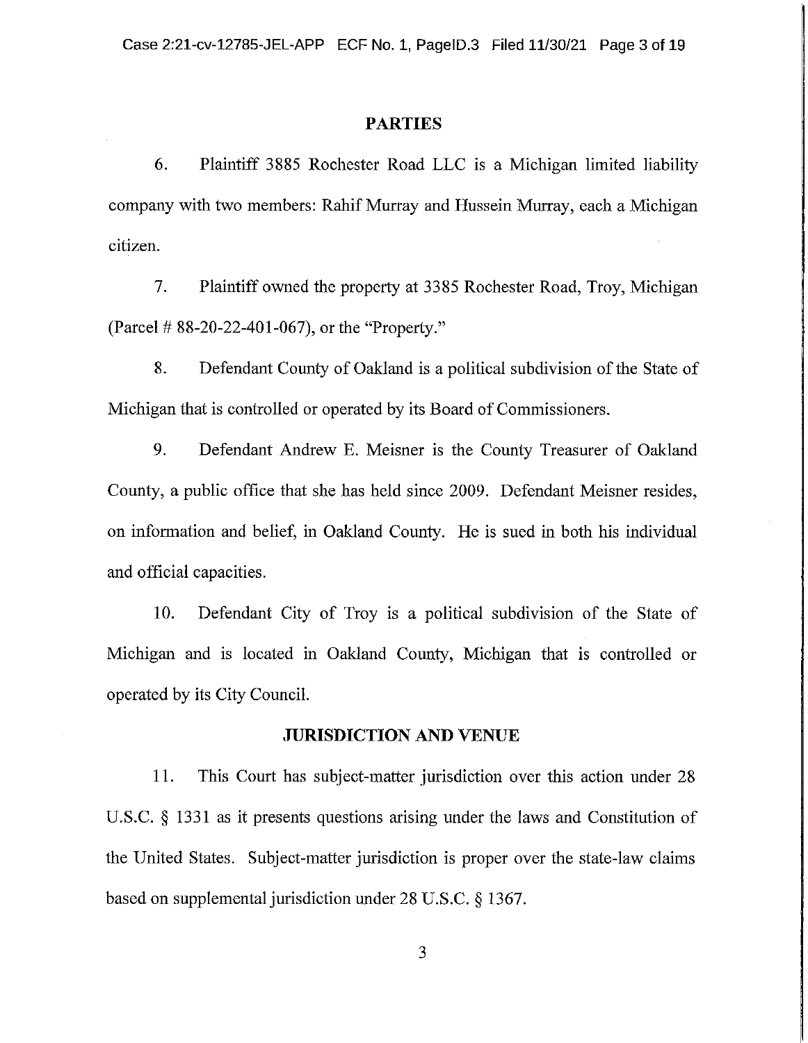## PARTIES

6. Plaintiff 3885 Rochester Road LLC is a Michigan limited liability company with two members: Rahif Murray and Hussein Murray, each a Michigan citizen.

7. Plaintiff owned the property at 3385 Rochester Road, Troy, Michigan (Parcel # 88-20-22-401-067), or the "Property."

8. Defendant County of Oakland is a political subdivision of the State of Michigan that is controlled or operated by its Board of Commissioners.

9. Defendant Andrew E. Meisner is the County Treasurer of Oakland County, a public office that she has held since 2009. Defendant Meisner resides, on information and belief, in Oakland County. He is sued in both his individual and official capacities.

10. Defendant City of Troy is a political subdivision of the State of Michigan and is located in Oakland County, Michigan that is controlled or operated by its City Council.

## JURISDICTION AND VENUE

11. This Court has subject-matter jurisdiction over this action under 28 U.S.C. § 1331 as it presents questions arising under the laws and Constitution of the United States. Subject-matter jurisdiction is proper over the state-law claims based on supplemental jurisdiction under 28 U.S.C. § 1367.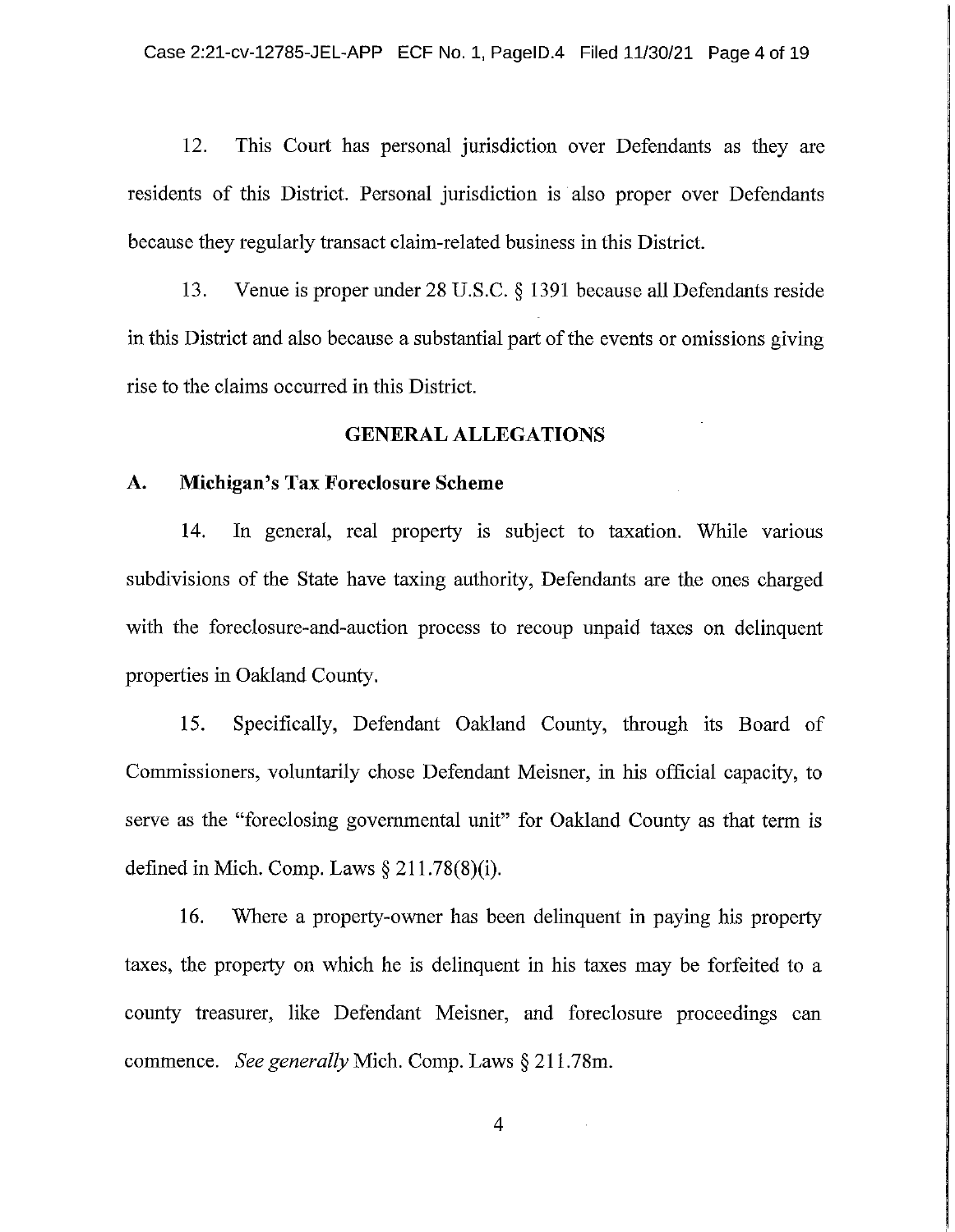12. This Court has personal jurisdiction over Defendants as they are residents of this District. Personal jurisdiction is also proper over Defendants because they regularly transact claim-related business in this District.

13. Venue is proper under 28 U.S.C. § 1391 because all Defendants reside in this District and also because a substantial part of the events or omissions giving rise to the claims occurred in this District.

## GENERAL ALLEGATIONS

### A. Michigan's Tax Foreclosure Scheme

14. In general, real property is subject to taxation. While various subdivisions of the State have taxing authority, Defendants are the ones charged with the foreclosure-and-auction process to recoup unpaid taxes on delinquent properties in Oakland County.

15. Specifically, Defendant Oakland County, through its Board of Commissioners, voluntarily chose Defendant Meisner, in his official capacity, to serve as the "foreclosing governmental unit" for Oakland County as that term is defined in Mich. Comp. Laws § 211.78(8)(i).

16. Where a property-owner has been delinquent in paying his property taxes, the property on which he is delinquent in his taxes may be forfeited to a county treasurer, like Defendant Meisner, and foreclosure proceedings can commence. *See generally* Mich. Comp. Laws § 211.78m.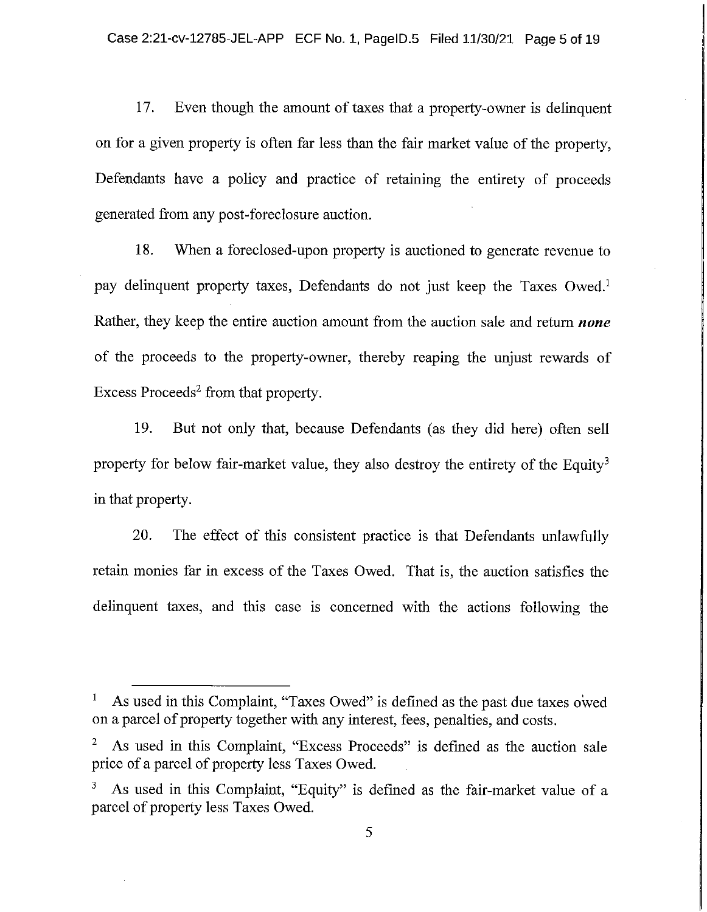17. Even though the amount of taxes that a property-owner is delinquent on for a given property is often far less than the fair market value of the property, Defendants have a policy and practice of retaining the entirety of proceeds generated from any post-foreclosure auction.

18. When a foreclosed-upon property is auctioned to generate revenue to pay delinquent property taxes, Defendants do not just keep the Taxes Owed.[1] Rather, they keep the entire auction amount from the auction sale and return ***none*** of the proceeds to the property-owner, thereby reaping the unjust rewards of Excess Proceeds[2] from that property.

19. But not only that, because Defendants (as they did here) often sell property for below fair-market value, they also destroy the entirety of the Equity[3] in that property.

20. The effect of this consistent practice is that Defendants unlawfully retain monies far in excess of the Taxes Owed. That is, the auction satisfies the delinquent taxes, and this case is concerned with the actions following the

---

[1] As used in this Complaint, "Taxes Owed" is defined as the past due taxes owed on a parcel of property together with any interest, fees, penalties, and costs.

[2] As used in this Complaint, "Excess Proceeds" is defined as the auction sale price of a parcel of property less Taxes Owed.

[3] As used in this Complaint, "Equity" is defined as the fair-market value of a parcel of property less Taxes Owed.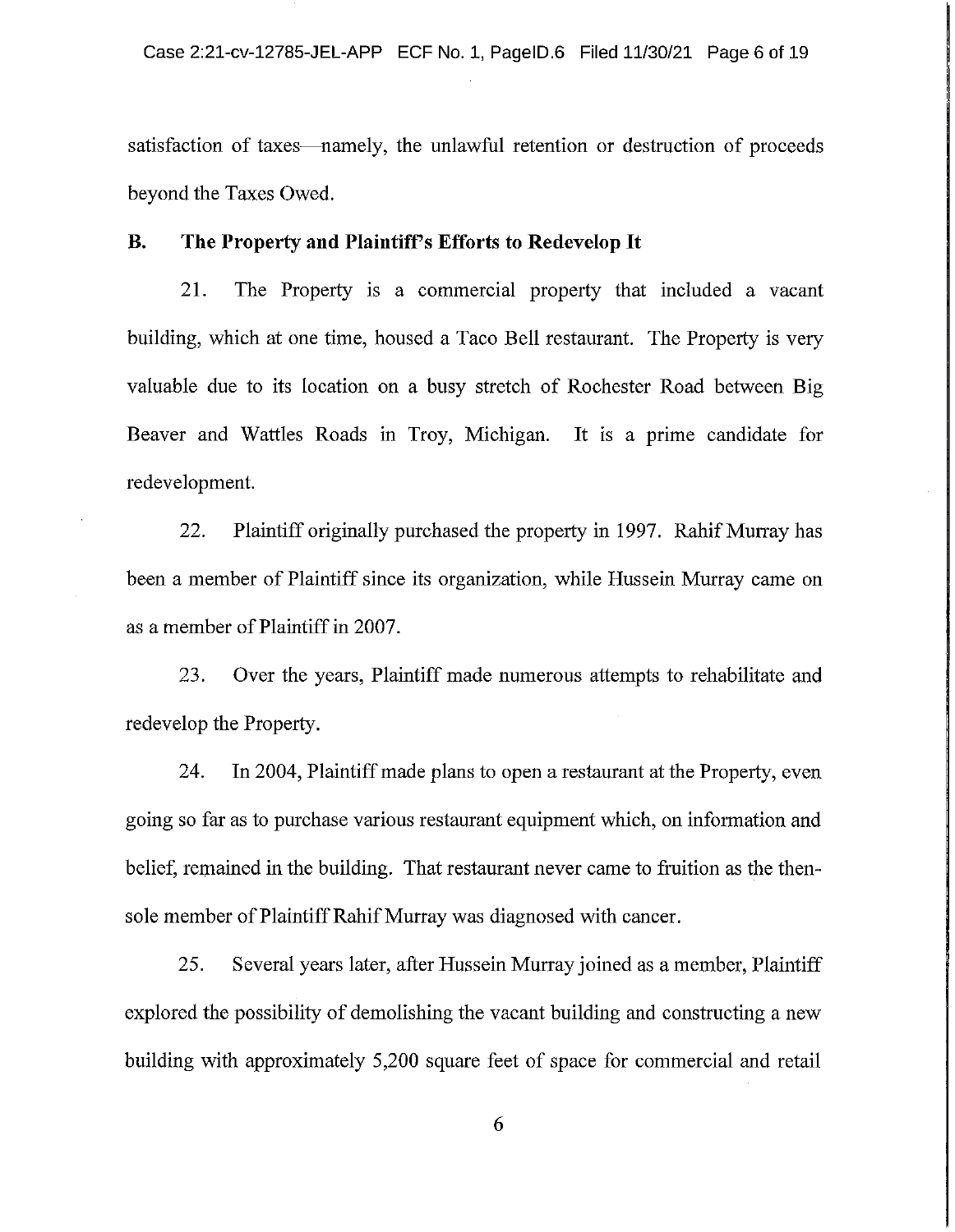satisfaction of taxes—namely, the unlawful retention or destruction of proceeds beyond the Taxes Owed.

### B. The Property and Plaintiff's Efforts to Redevelop It

21. The Property is a commercial property that included a vacant building, which at one time, housed a Taco Bell restaurant. The Property is very valuable due to its location on a busy stretch of Rochester Road between Big Beaver and Wattles Roads in Troy, Michigan. It is a prime candidate for redevelopment.

22. Plaintiff originally purchased the property in 1997. Rahif Murray has been a member of Plaintiff since its organization, while Hussein Murray came on as a member of Plaintiff in 2007.

23. Over the years, Plaintiff made numerous attempts to rehabilitate and redevelop the Property.

24. In 2004, Plaintiff made plans to open a restaurant at the Property, even going so far as to purchase various restaurant equipment which, on information and belief, remained in the building. That restaurant never came to fruition as the then-sole member of Plaintiff Rahif Murray was diagnosed with cancer.

25. Several years later, after Hussein Murray joined as a member, Plaintiff explored the possibility of demolishing the vacant building and constructing a new building with approximately 5,200 square feet of space for commercial and retail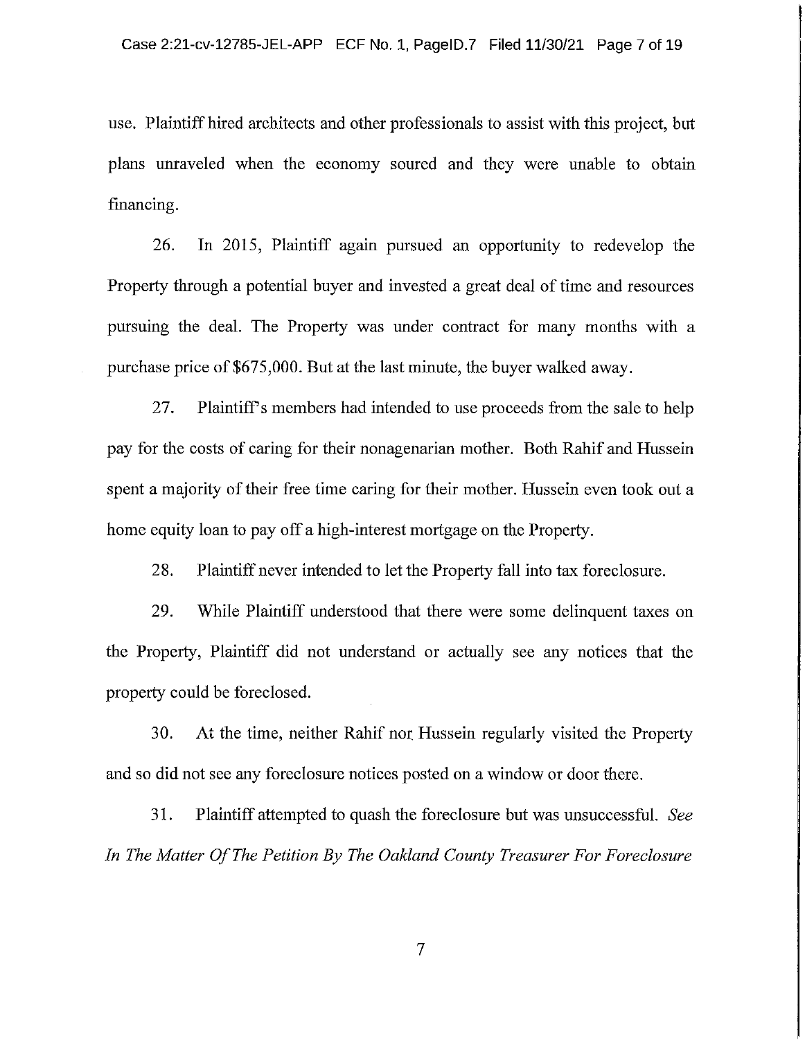use. Plaintiff hired architects and other professionals to assist with this project, but plans unraveled when the economy soured and they were unable to obtain financing.

26. In 2015, Plaintiff again pursued an opportunity to redevelop the Property through a potential buyer and invested a great deal of time and resources pursuing the deal. The Property was under contract for many months with a purchase price of $675,000. But at the last minute, the buyer walked away.

27. Plaintiff's members had intended to use proceeds from the sale to help pay for the costs of caring for their nonagenarian mother. Both Rahif and Hussein spent a majority of their free time caring for their mother. Hussein even took out a home equity loan to pay off a high-interest mortgage on the Property.

28. Plaintiff never intended to let the Property fall into tax foreclosure.

29. While Plaintiff understood that there were some delinquent taxes on the Property, Plaintiff did not understand or actually see any notices that the property could be foreclosed.

30. At the time, neither Rahif nor Hussein regularly visited the Property and so did not see any foreclosure notices posted on a window or door there.

31. Plaintiff attempted to quash the foreclosure but was unsuccessful. *See In The Matter Of The Petition By The Oakland County Treasurer For Foreclosure*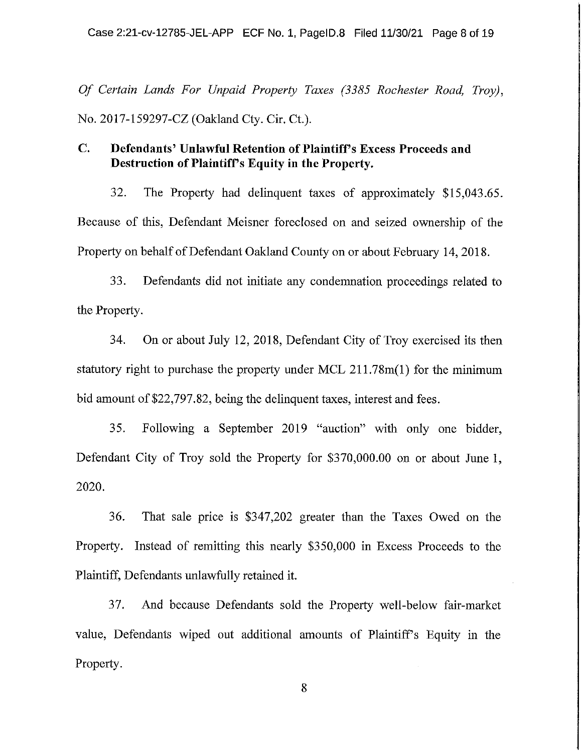*Of Certain Lands For Unpaid Property Taxes (3385 Rochester Road, Troy)*, No. 2017-159297-CZ (Oakland Cty. Cir. Ct.).

### C. Defendants' Unlawful Retention of Plaintiff's Excess Proceeds and Destruction of Plaintiff's Equity in the Property.

32. The Property had delinquent taxes of approximately $15,043.65. Because of this, Defendant Meisner foreclosed on and seized ownership of the Property on behalf of Defendant Oakland County on or about February 14, 2018.

33. Defendants did not initiate any condemnation proceedings related to the Property.

34. On or about July 12, 2018, Defendant City of Troy exercised its then statutory right to purchase the property under MCL 211.78m(1) for the minimum bid amount of $22,797.82, being the delinquent taxes, interest and fees.

35. Following a September 2019 "auction" with only one bidder, Defendant City of Troy sold the Property for $370,000.00 on or about June 1, 2020.

36. That sale price is $347,202 greater than the Taxes Owed on the Property. Instead of remitting this nearly $350,000 in Excess Proceeds to the Plaintiff, Defendants unlawfully retained it.

37. And because Defendants sold the Property well-below fair-market value, Defendants wiped out additional amounts of Plaintiff's Equity in the Property.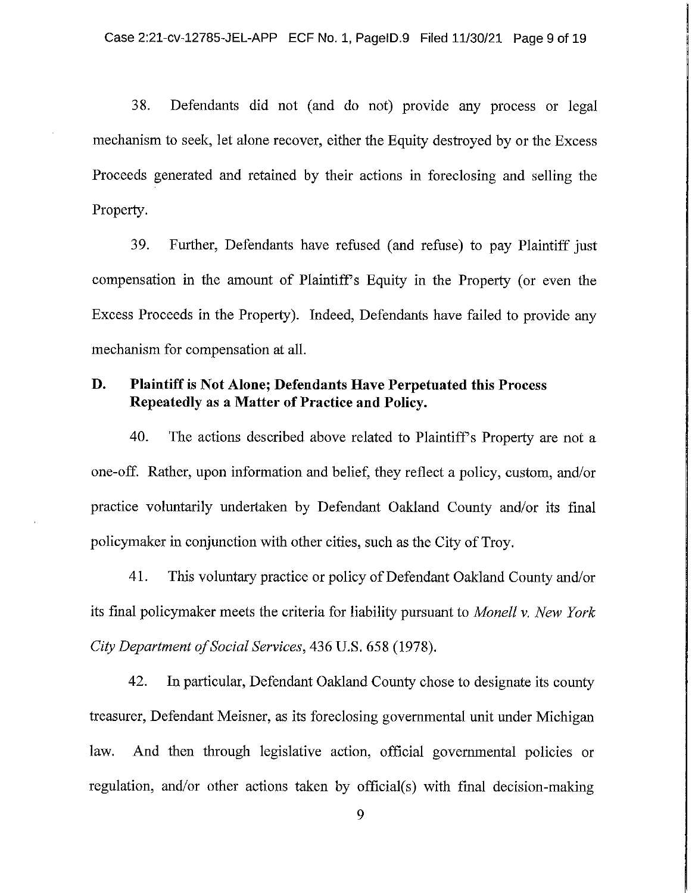38. Defendants did not (and do not) provide any process or legal mechanism to seek, let alone recover, either the Equity destroyed by or the Excess Proceeds generated and retained by their actions in foreclosing and selling the Property.

39. Further, Defendants have refused (and refuse) to pay Plaintiff just compensation in the amount of Plaintiff's Equity in the Property (or even the Excess Proceeds in the Property). Indeed, Defendants have failed to provide any mechanism for compensation at all.

### D. Plaintiff is Not Alone; Defendants Have Perpetuated this Process Repeatedly as a Matter of Practice and Policy.

40. The actions described above related to Plaintiff's Property are not a one-off. Rather, upon information and belief, they reflect a policy, custom, and/or practice voluntarily undertaken by Defendant Oakland County and/or its final policymaker in conjunction with other cities, such as the City of Troy.

41. This voluntary practice or policy of Defendant Oakland County and/or its final policymaker meets the criteria for liability pursuant to *Monell v. New York City Department of Social Services*, 436 U.S. 658 (1978).

42. In particular, Defendant Oakland County chose to designate its county treasurer, Defendant Meisner, as its foreclosing governmental unit under Michigan law. And then through legislative action, official governmental policies or regulation, and/or other actions taken by official(s) with final decision-making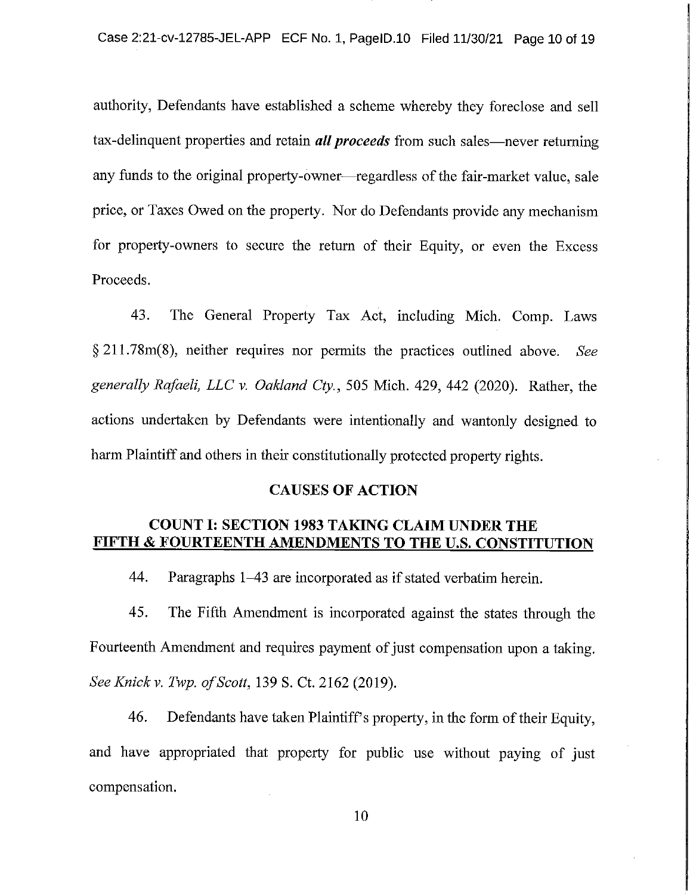authority, Defendants have established a scheme whereby they foreclose and sell tax-delinquent properties and retain ***all proceeds*** from such sales—never returning any funds to the original property-owner—regardless of the fair-market value, sale price, or Taxes Owed on the property. Nor do Defendants provide any mechanism for property-owners to secure the return of their Equity, or even the Excess Proceeds.

43. The General Property Tax Act, including Mich. Comp. Laws § 211.78m(8), neither requires nor permits the practices outlined above. *See generally Rafaeli, LLC v. Oakland Cty.*, 505 Mich. 429, 442 (2020). Rather, the actions undertaken by Defendants were intentionally and wantonly designed to harm Plaintiff and others in their constitutionally protected property rights.

## CAUSES OF ACTION

## COUNT I: SECTION 1983 TAKING CLAIM UNDER THE FIFTH & FOURTEENTH AMENDMENTS TO THE U.S. CONSTITUTION

44. Paragraphs 1–43 are incorporated as if stated verbatim herein.

45. The Fifth Amendment is incorporated against the states through the Fourteenth Amendment and requires payment of just compensation upon a taking. *See Knick v. Twp. of Scott*, 139 S. Ct. 2162 (2019).

46. Defendants have taken Plaintiff's property, in the form of their Equity, and have appropriated that property for public use without paying of just compensation.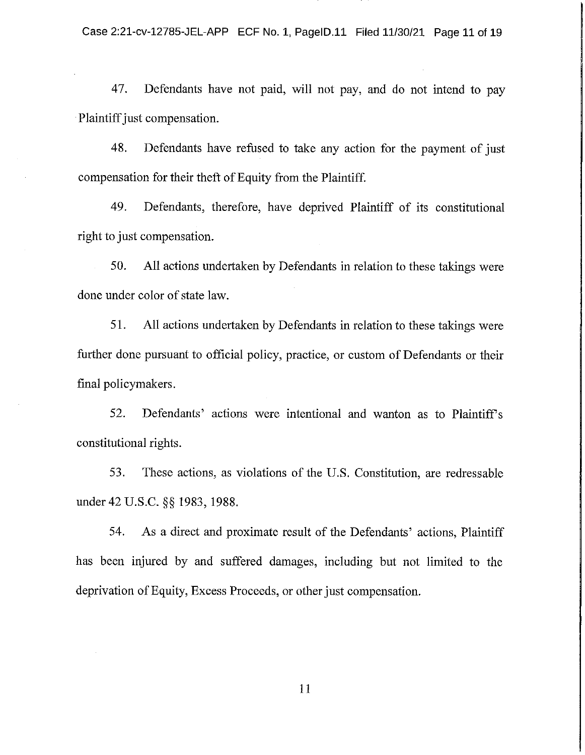47. Defendants have not paid, will not pay, and do not intend to pay Plaintiff just compensation.

48. Defendants have refused to take any action for the payment of just compensation for their theft of Equity from the Plaintiff.

49. Defendants, therefore, have deprived Plaintiff of its constitutional right to just compensation.

50. All actions undertaken by Defendants in relation to these takings were done under color of state law.

51. All actions undertaken by Defendants in relation to these takings were further done pursuant to official policy, practice, or custom of Defendants or their final policymakers.

52. Defendants' actions were intentional and wanton as to Plaintiff's constitutional rights.

53. These actions, as violations of the U.S. Constitution, are redressable under 42 U.S.C. §§ 1983, 1988.

54. As a direct and proximate result of the Defendants' actions, Plaintiff has been injured by and suffered damages, including but not limited to the deprivation of Equity, Excess Proceeds, or other just compensation.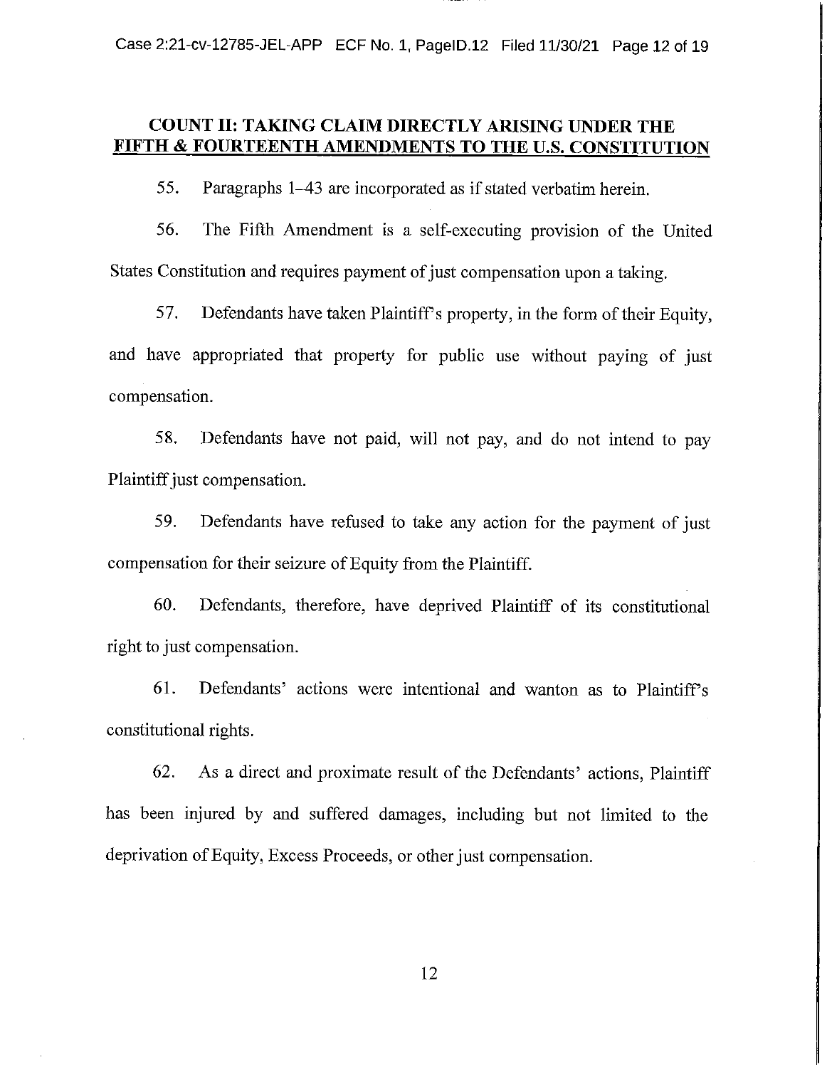## COUNT II: TAKING CLAIM DIRECTLY ARISING UNDER THE FIFTH & FOURTEENTH AMENDMENTS TO THE U.S. CONSTITUTION

55. Paragraphs 1–43 are incorporated as if stated verbatim herein.

56. The Fifth Amendment is a self-executing provision of the United States Constitution and requires payment of just compensation upon a taking.

57. Defendants have taken Plaintiff's property, in the form of their Equity, and have appropriated that property for public use without paying of just compensation.

58. Defendants have not paid, will not pay, and do not intend to pay Plaintiff just compensation.

59. Defendants have refused to take any action for the payment of just compensation for their seizure of Equity from the Plaintiff.

60. Defendants, therefore, have deprived Plaintiff of its constitutional right to just compensation.

61. Defendants' actions were intentional and wanton as to Plaintiff's constitutional rights.

62. As a direct and proximate result of the Defendants' actions, Plaintiff has been injured by and suffered damages, including but not limited to the deprivation of Equity, Excess Proceeds, or other just compensation.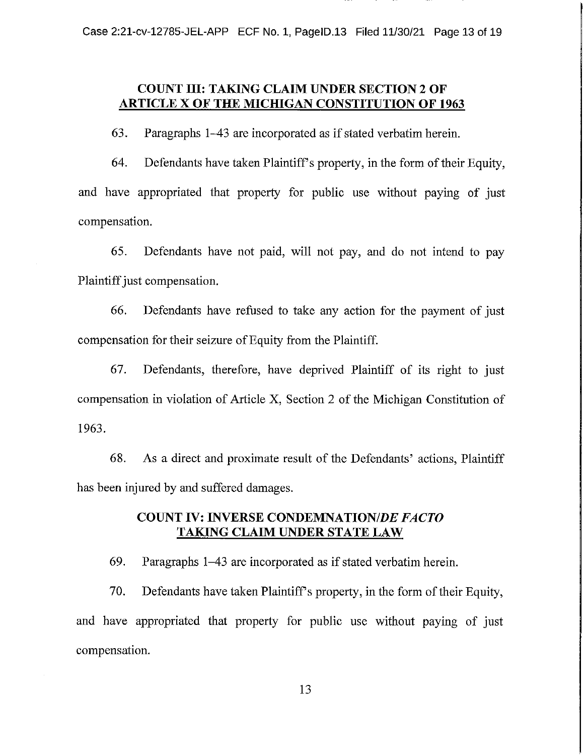## COUNT III: TAKING CLAIM UNDER SECTION 2 OF ARTICLE X OF THE MICHIGAN CONSTITUTION OF 1963

63. Paragraphs 1–43 are incorporated as if stated verbatim herein.

64. Defendants have taken Plaintiff's property, in the form of their Equity, and have appropriated that property for public use without paying of just compensation.

65. Defendants have not paid, will not pay, and do not intend to pay Plaintiff just compensation.

66. Defendants have refused to take any action for the payment of just compensation for their seizure of Equity from the Plaintiff.

67. Defendants, therefore, have deprived Plaintiff of its right to just compensation in violation of Article X, Section 2 of the Michigan Constitution of 1963.

68. As a direct and proximate result of the Defendants' actions, Plaintiff has been injured by and suffered damages.

## COUNT IV: INVERSE CONDEMNATION/*DE FACTO* TAKING CLAIM UNDER STATE LAW

69. Paragraphs 1–43 are incorporated as if stated verbatim herein.

70. Defendants have taken Plaintiff's property, in the form of their Equity, and have appropriated that property for public use without paying of just compensation.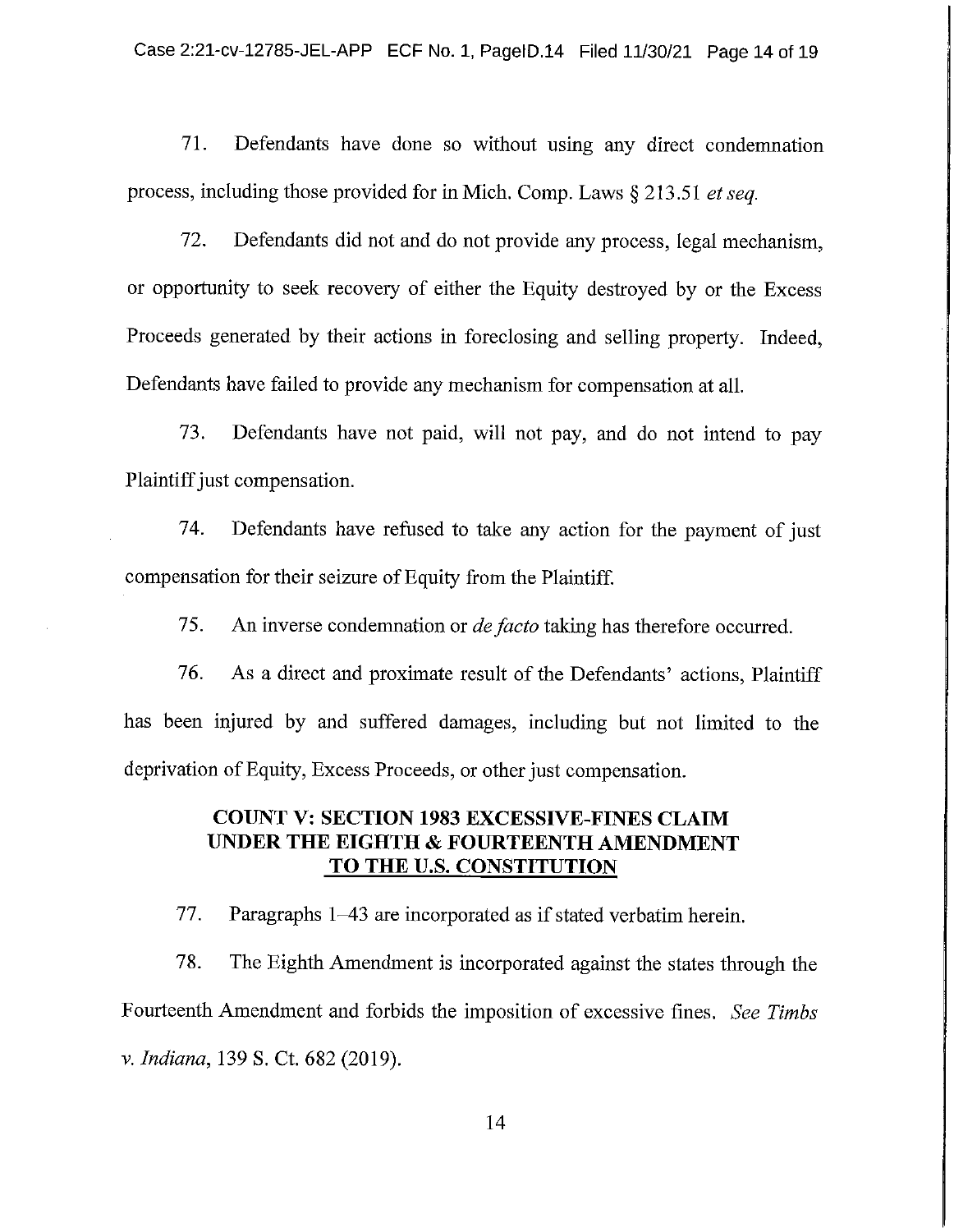71. Defendants have done so without using any direct condemnation process, including those provided for in Mich. Comp. Laws § 213.51 *et seq.*

72. Defendants did not and do not provide any process, legal mechanism, or opportunity to seek recovery of either the Equity destroyed by or the Excess Proceeds generated by their actions in foreclosing and selling property. Indeed, Defendants have failed to provide any mechanism for compensation at all.

73. Defendants have not paid, will not pay, and do not intend to pay Plaintiff just compensation.

74. Defendants have refused to take any action for the payment of just compensation for their seizure of Equity from the Plaintiff.

75. An inverse condemnation or *de facto* taking has therefore occurred.

76. As a direct and proximate result of the Defendants' actions, Plaintiff has been injured by and suffered damages, including but not limited to the deprivation of Equity, Excess Proceeds, or other just compensation.

## COUNT V: SECTION 1983 EXCESSIVE-FINES CLAIM UNDER THE EIGHTH & FOURTEENTH AMENDMENT TO THE U.S. CONSTITUTION

77. Paragraphs 1–43 are incorporated as if stated verbatim herein.

78. The Eighth Amendment is incorporated against the states through the Fourteenth Amendment and forbids the imposition of excessive fines. *See Timbs v. Indiana*, 139 S. Ct. 682 (2019).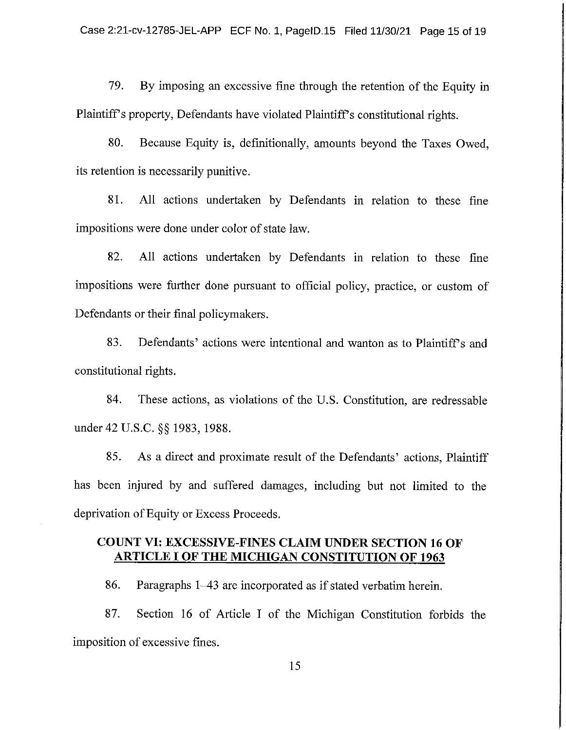79. By imposing an excessive fine through the retention of the Equity in Plaintiff's property, Defendants have violated Plaintiff's constitutional rights.

80. Because Equity is, definitionally, amounts beyond the Taxes Owed, its retention is necessarily punitive.

81. All actions undertaken by Defendants in relation to these fine impositions were done under color of state law.

82. All actions undertaken by Defendants in relation to these fine impositions were further done pursuant to official policy, practice, or custom of Defendants or their final policymakers.

83. Defendants' actions were intentional and wanton as to Plaintiff's and constitutional rights.

84. These actions, as violations of the U.S. Constitution, are redressable under 42 U.S.C. §§ 1983, 1988.

85. As a direct and proximate result of the Defendants' actions, Plaintiff has been injured by and suffered damages, including but not limited to the deprivation of Equity or Excess Proceeds.

## COUNT VI: EXCESSIVE-FINES CLAIM UNDER SECTION 16 OF ARTICLE I OF THE MICHIGAN CONSTITUTION OF 1963

86. Paragraphs 1–43 are incorporated as if stated verbatim herein.

87. Section 16 of Article I of the Michigan Constitution forbids the imposition of excessive fines.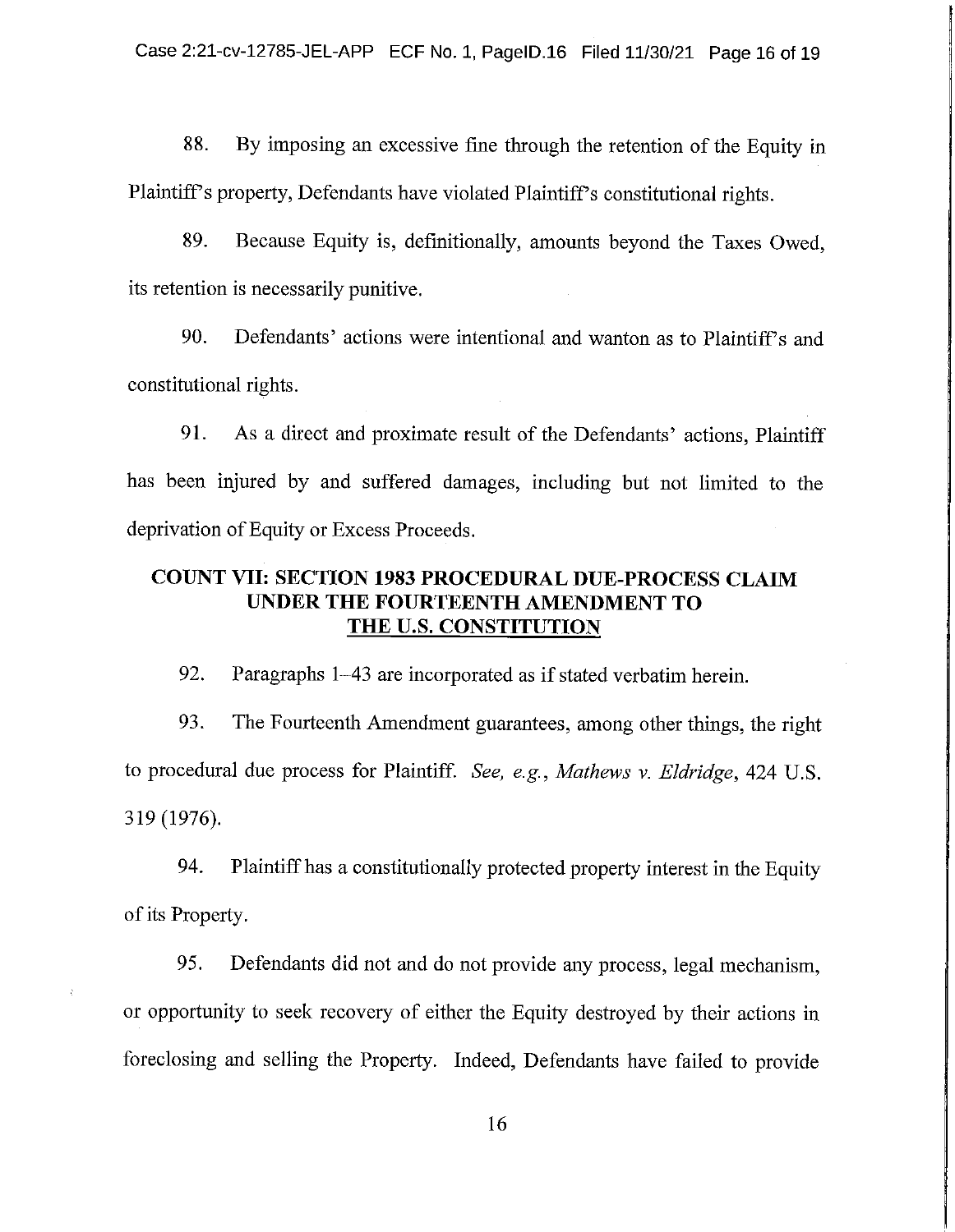88. By imposing an excessive fine through the retention of the Equity in Plaintiff's property, Defendants have violated Plaintiff's constitutional rights.

89. Because Equity is, definitionally, amounts beyond the Taxes Owed, its retention is necessarily punitive.

90. Defendants' actions were intentional and wanton as to Plaintiff's and constitutional rights.

91. As a direct and proximate result of the Defendants' actions, Plaintiff has been injured by and suffered damages, including but not limited to the deprivation of Equity or Excess Proceeds.

## COUNT VII: SECTION 1983 PROCEDURAL DUE-PROCESS CLAIM UNDER THE FOURTEENTH AMENDMENT TO THE U.S. CONSTITUTION

92. Paragraphs 1–43 are incorporated as if stated verbatim herein.

93. The Fourteenth Amendment guarantees, among other things, the right to procedural due process for Plaintiff. *See, e.g.*, *Mathews v. Eldridge*, 424 U.S. 319 (1976).

94. Plaintiff has a constitutionally protected property interest in the Equity of its Property.

95. Defendants did not and do not provide any process, legal mechanism, or opportunity to seek recovery of either the Equity destroyed by their actions in foreclosing and selling the Property. Indeed, Defendants have failed to provide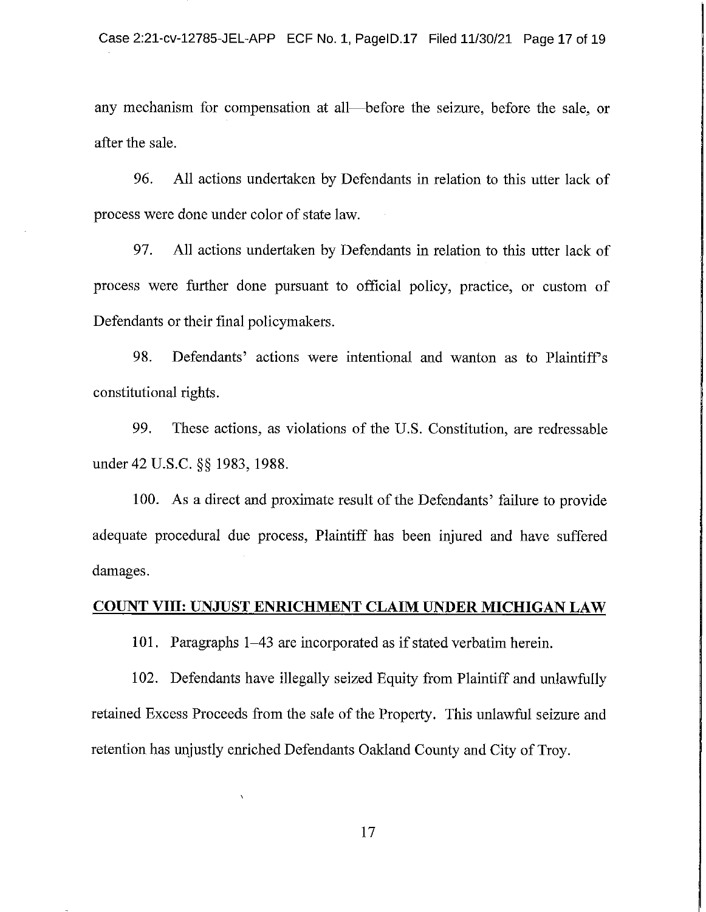any mechanism for compensation at all—before the seizure, before the sale, or after the sale.

96. All actions undertaken by Defendants in relation to this utter lack of process were done under color of state law.

97. All actions undertaken by Defendants in relation to this utter lack of process were further done pursuant to official policy, practice, or custom of Defendants or their final policymakers.

98. Defendants' actions were intentional and wanton as to Plaintiff's constitutional rights.

99. These actions, as violations of the U.S. Constitution, are redressable under 42 U.S.C. §§ 1983, 1988.

100. As a direct and proximate result of the Defendants' failure to provide adequate procedural due process, Plaintiff has been injured and have suffered damages.

## COUNT VIII: UNJUST ENRICHMENT CLAIM UNDER MICHIGAN LAW

101. Paragraphs 1–43 are incorporated as if stated verbatim herein.

102. Defendants have illegally seized Equity from Plaintiff and unlawfully retained Excess Proceeds from the sale of the Property. This unlawful seizure and retention has unjustly enriched Defendants Oakland County and City of Troy.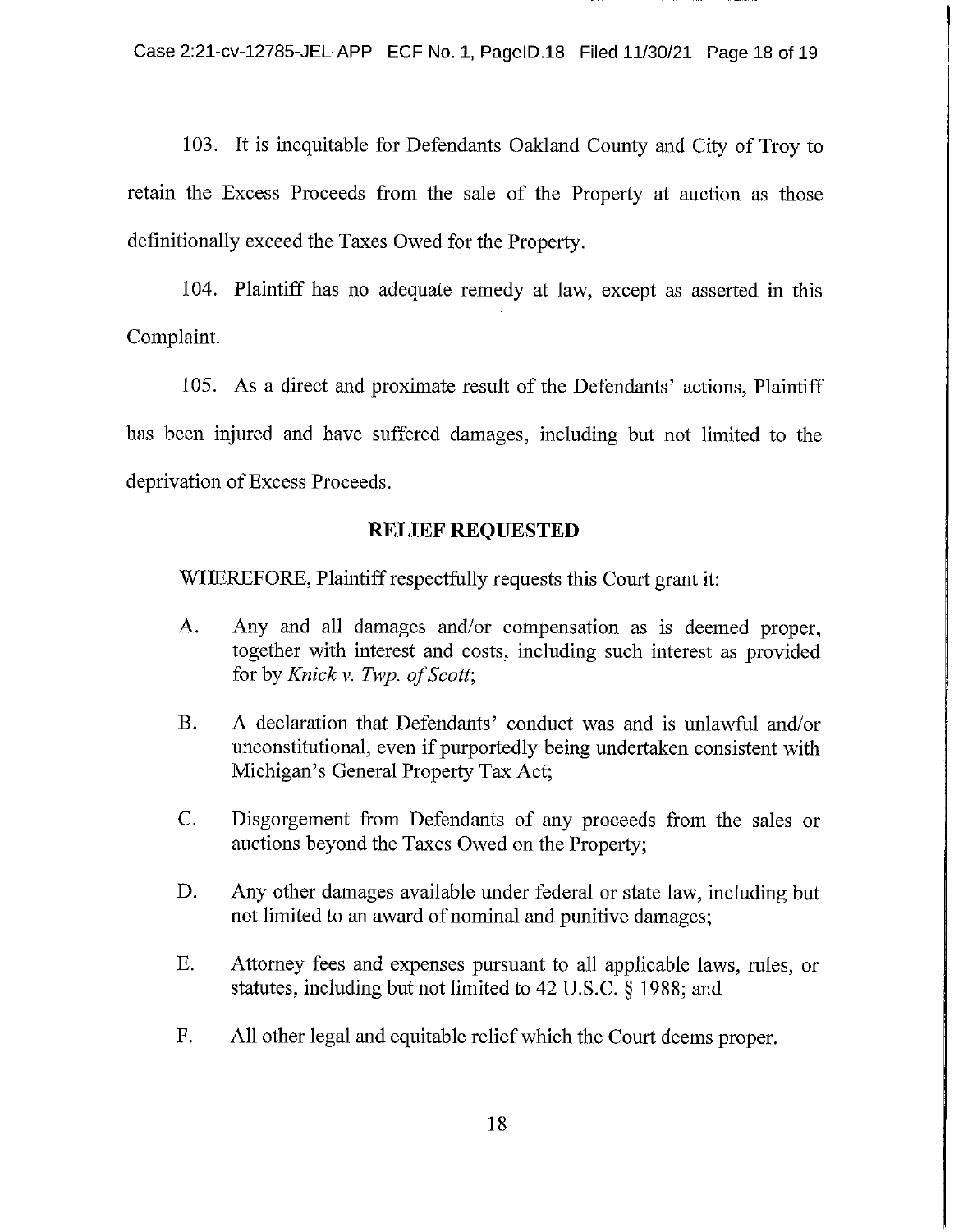103. It is inequitable for Defendants Oakland County and City of Troy to retain the Excess Proceeds from the sale of the Property at auction as those definitionally exceed the Taxes Owed for the Property.

104. Plaintiff has no adequate remedy at law, except as asserted in this Complaint.

105. As a direct and proximate result of the Defendants' actions, Plaintiff has been injured and have suffered damages, including but not limited to the deprivation of Excess Proceeds.

## RELIEF REQUESTED

WHEREFORE, Plaintiff respectfully requests this Court grant it:

A. Any and all damages and/or compensation as is deemed proper, together with interest and costs, including such interest as provided for by *Knick v. Twp. of Scott*;

B. A declaration that Defendants' conduct was and is unlawful and/or unconstitutional, even if purportedly being undertaken consistent with Michigan's General Property Tax Act;

C. Disgorgement from Defendants of any proceeds from the sales or auctions beyond the Taxes Owed on the Property;

D. Any other damages available under federal or state law, including but not limited to an award of nominal and punitive damages;

E. Attorney fees and expenses pursuant to all applicable laws, rules, or statutes, including but not limited to 42 U.S.C. § 1988; and

F. All other legal and equitable relief which the Court deems proper.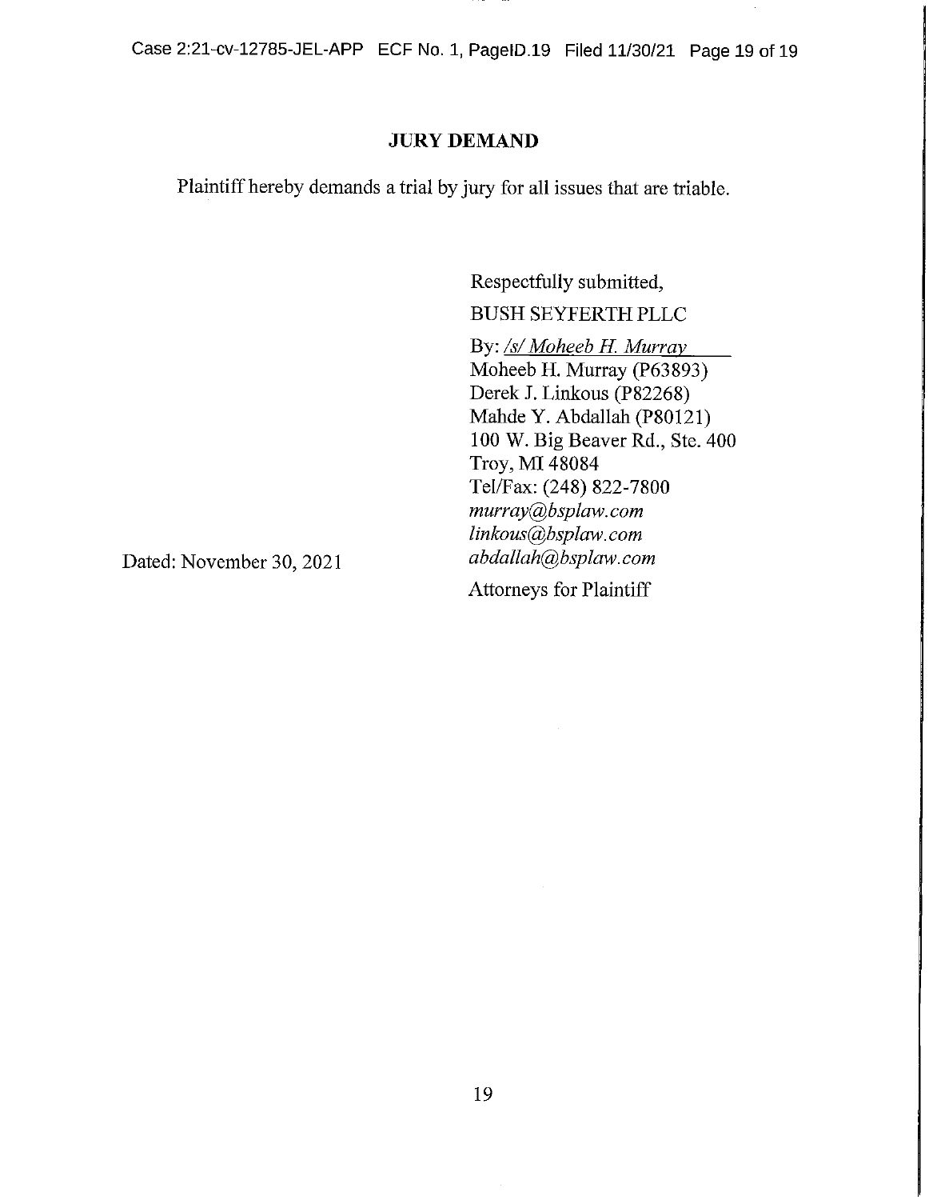## JURY DEMAND

Plaintiff hereby demands a trial by jury for all issues that are triable.

Respectfully submitted,

BUSH SEYFERTH PLLC

By: /s/ Moheeb H. Murray
Moheeb H. Murray (P63893)
Derek J. Linkous (P82268)
Mahde Y. Abdallah (P80121)
100 W. Big Beaver Rd., Ste. 400
Troy, MI 48084
Tel/Fax: (248) 822-7800
*murray@bsplaw.com*
*linkous@bsplaw.com*
*abdallah@bsplaw.com*

Attorneys for Plaintiff

Dated: November 30, 2021